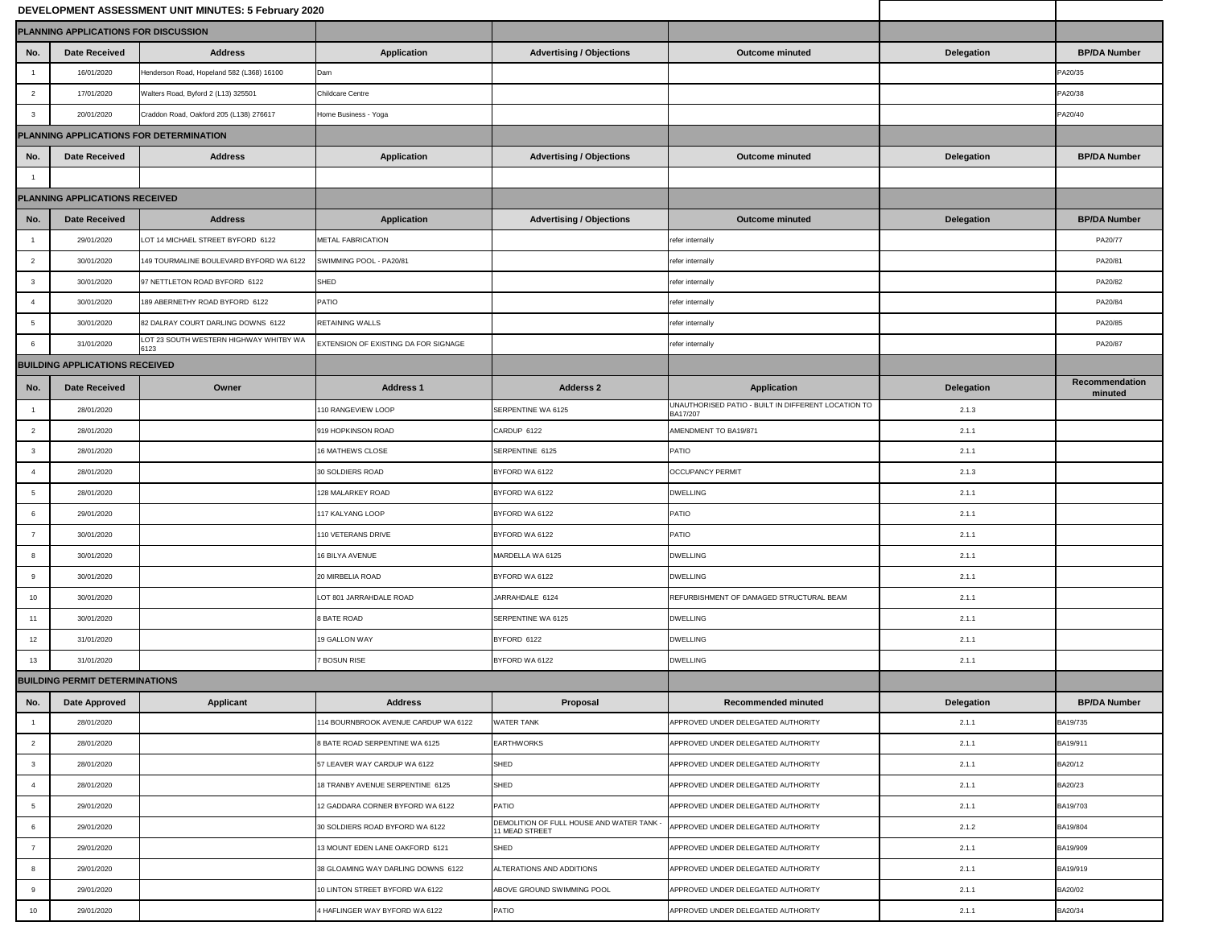# DEVELOPMENT ASSESSMENT UNIT MINUTES: 5 February 2020

## PLANNING APPLICATIONS FOR DISCUSSION

| No. | Date Received | Address | Application | Advertising / Objections | Outcome minuted | Delegation | BP/DA Number |
|---|---|---|---|---|---|---|---|
| 1 | 16/01/2020 | Henderson Road, Hopeland 582 (L368) 16100 | Dam | | | | PA20/35 |
| 2 | 17/01/2020 | Walters Road, Byford 2 (L13) 325501 | Childcare Centre | | | | PA20/38 |
| 3 | 20/01/2020 | Craddon Road, Oakford 205 (L138) 276617 | Home Business - Yoga | | | | PA20/40 |

## PLANNING APPLICATIONS FOR DETERMINATION

| No. | Date Received | Address | Application | Advertising / Objections | Outcome minuted | Delegation | BP/DA Number |
|---|---|---|---|---|---|---|---|
| 1 | | | | | | | |

## PLANNING APPLICATIONS RECEIVED

| No. | Date Received | Address | Application | Advertising / Objections | Outcome minuted | Delegation | BP/DA Number |
|---|---|---|---|---|---|---|---|
| 1 | 29/01/2020 | LOT 14 MICHAEL STREET BYFORD 6122 | METAL FABRICATION | | refer internally | | PA20/77 |
| 2 | 30/01/2020 | 149 TOURMALINE BOULEVARD BYFORD WA 6122 | SWIMMING POOL - PA20/81 | | refer internally | | PA20/81 |
| 3 | 30/01/2020 | 97 NETTLETON ROAD BYFORD 6122 | SHED | | refer internally | | PA20/82 |
| 4 | 30/01/2020 | 189 ABERNETHY ROAD BYFORD 6122 | PATIO | | refer internally | | PA20/84 |
| 5 | 30/01/2020 | 82 DALRAY COURT DARLING DOWNS 6122 | RETAINING WALLS | | refer internally | | PA20/85 |
| 6 | 31/01/2020 | LOT 23 SOUTH WESTERN HIGHWAY WHITBY WA 6123 | EXTENSION OF EXISTING DA FOR SIGNAGE | | refer internally | | PA20/87 |

## BUILDING APPLICATIONS RECEIVED

| No. | Date Received | Owner | Address 1 | Adderss 2 | Application | Delegation | Recommendation minuted |
|---|---|---|---|---|---|---|---|
| 1 | 28/01/2020 | | 110 RANGEVIEW LOOP | SERPENTINE WA 6125 | UNAUTHORISED PATIO - BUILT IN DIFFERENT LOCATION TO BA17/207 | 2.1.3 | |
| 2 | 28/01/2020 | | 919 HOPKINSON ROAD | CARDUP 6122 | AMENDMENT TO BA19/871 | 2.1.1 | |
| 3 | 28/01/2020 | | 16 MATHEWS CLOSE | SERPENTINE 6125 | PATIO | 2.1.1 | |
| 4 | 28/01/2020 | | 30 SOLDIERS ROAD | BYFORD WA 6122 | OCCUPANCY PERMIT | 2.1.3 | |
| 5 | 28/01/2020 | | 128 MALARKEY ROAD | BYFORD WA 6122 | DWELLING | 2.1.1 | |
| 6 | 29/01/2020 | | 117 KALYANG LOOP | BYFORD WA 6122 | PATIO | 2.1.1 | |
| 7 | 30/01/2020 | | 110 VETERANS DRIVE | BYFORD WA 6122 | PATIO | 2.1.1 | |
| 8 | 30/01/2020 | | 16 BILYA AVENUE | MARDELLA WA 6125 | DWELLING | 2.1.1 | |
| 9 | 30/01/2020 | | 20 MIRBELIA ROAD | BYFORD WA 6122 | DWELLING | 2.1.1 | |
| 10 | 30/01/2020 | | LOT 801 JARRAHDALE ROAD | JARRAHDALE 6124 | REFURBISHMENT OF DAMAGED STRUCTURAL BEAM | 2.1.1 | |
| 11 | 30/01/2020 | | 8 BATE ROAD | SERPENTINE WA 6125 | DWELLING | 2.1.1 | |
| 12 | 31/01/2020 | | 19 GALLON WAY | BYFORD 6122 | DWELLING | 2.1.1 | |
| 13 | 31/01/2020 | | 7 BOSUN RISE | BYFORD WA 6122 | DWELLING | 2.1.1 | |

## BUILDING PERMIT DETERMINATIONS

| No. | Date Approved | Applicant | Address | Proposal | Recommended minuted | Delegation | BP/DA Number |
|---|---|---|---|---|---|---|---|
| 1 | 28/01/2020 | | 114 BOURNBROOK AVENUE CARDUP WA 6122 | WATER TANK | APPROVED UNDER DELEGATED AUTHORITY | 2.1.1 | BA19/735 |
| 2 | 28/01/2020 | | 8 BATE ROAD SERPENTINE WA 6125 | EARTHWORKS | APPROVED UNDER DELEGATED AUTHORITY | 2.1.1 | BA19/911 |
| 3 | 28/01/2020 | | 57 LEAVER WAY CARDUP WA 6122 | SHED | APPROVED UNDER DELEGATED AUTHORITY | 2.1.1 | BA20/12 |
| 4 | 28/01/2020 | | 18 TRANBY AVENUE SERPENTINE 6125 | SHED | APPROVED UNDER DELEGATED AUTHORITY | 2.1.1 | BA20/23 |
| 5 | 29/01/2020 | | 12 GADDARA CORNER BYFORD WA 6122 | PATIO | APPROVED UNDER DELEGATED AUTHORITY | 2.1.1 | BA19/703 |
| 6 | 29/01/2020 | | 30 SOLDIERS ROAD BYFORD WA 6122 | DEMOLITION OF FULL HOUSE AND WATER TANK - 11 MEAD STREET | APPROVED UNDER DELEGATED AUTHORITY | 2.1.2 | BA19/804 |
| 7 | 29/01/2020 | | 13 MOUNT EDEN LANE OAKFORD 6121 | SHED | APPROVED UNDER DELEGATED AUTHORITY | 2.1.1 | BA19/909 |
| 8 | 29/01/2020 | | 38 GLOAMING WAY DARLING DOWNS 6122 | ALTERATIONS AND ADDITIONS | APPROVED UNDER DELEGATED AUTHORITY | 2.1.1 | BA19/919 |
| 9 | 29/01/2020 | | 10 LINTON STREET BYFORD WA 6122 | ABOVE GROUND SWIMMING POOL | APPROVED UNDER DELEGATED AUTHORITY | 2.1.1 | BA20/02 |
| 10 | 29/01/2020 | | 4 HAFLINGER WAY BYFORD WA 6122 | PATIO | APPROVED UNDER DELEGATED AUTHORITY | 2.1.1 | BA20/34 |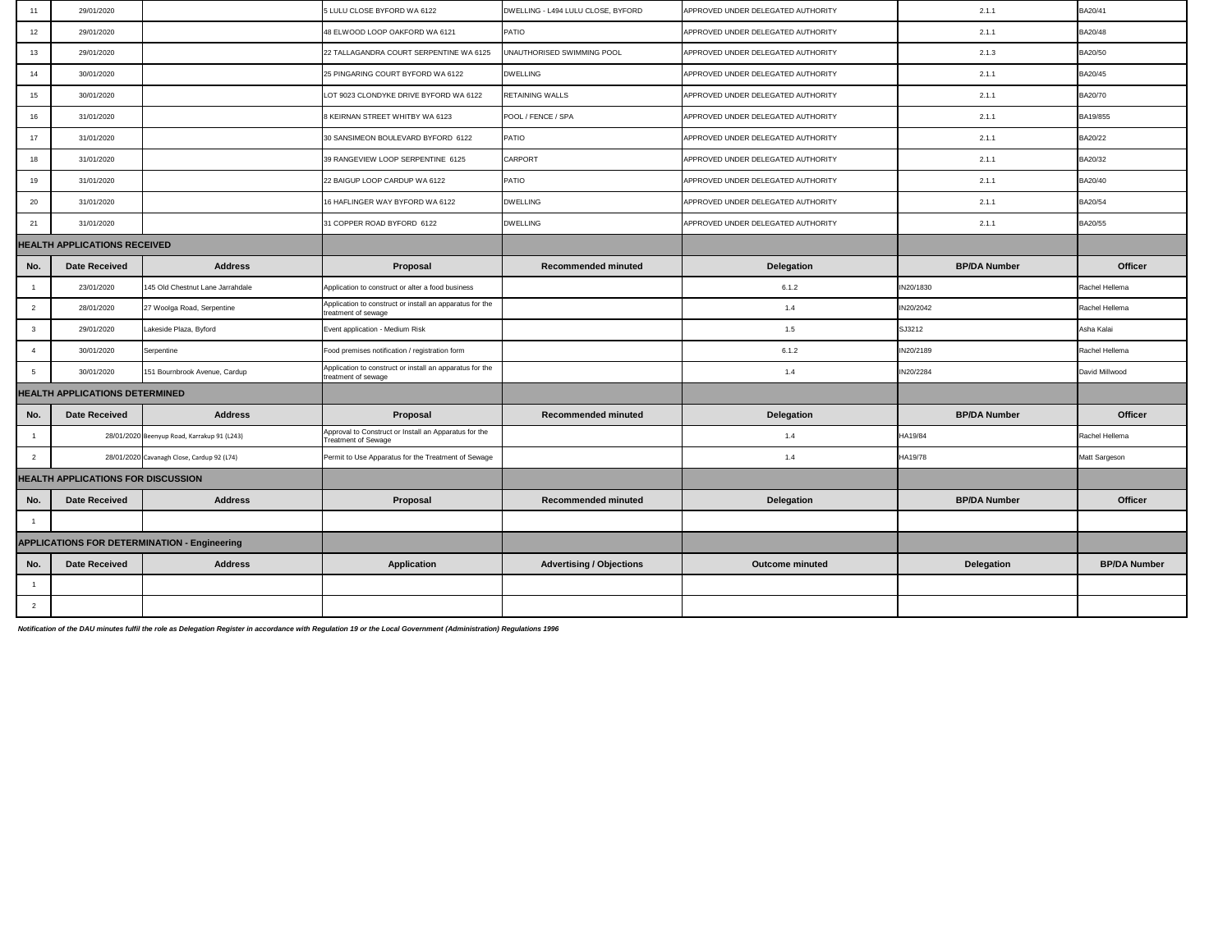| | | | | | | | | |
|---|---|---|---|---|---|---|---|---|
| 11 | 29/01/2020 | | 5 LULU CLOSE BYFORD WA 6122 | DWELLING - L494 LULU CLOSE, BYFORD | APPROVED UNDER DELEGATED AUTHORITY | 2.1.1 | BA20/41 |
| 12 | 29/01/2020 | | 48 ELWOOD LOOP OAKFORD WA 6121 | PATIO | APPROVED UNDER DELEGATED AUTHORITY | 2.1.1 | BA20/48 |
| 13 | 29/01/2020 | | 22 TALLAGANDRA COURT SERPENTINE WA 6125 | UNAUTHORISED SWIMMING POOL | APPROVED UNDER DELEGATED AUTHORITY | 2.1.3 | BA20/50 |
| 14 | 30/01/2020 | | 25 PINGARING COURT BYFORD WA 6122 | DWELLING | APPROVED UNDER DELEGATED AUTHORITY | 2.1.1 | BA20/45 |
| 15 | 30/01/2020 | | LOT 9023 CLONDYKE DRIVE BYFORD WA 6122 | RETAINING WALLS | APPROVED UNDER DELEGATED AUTHORITY | 2.1.1 | BA20/70 |
| 16 | 31/01/2020 | | 8 KEIRNAN STREET WHITBY WA 6123 | POOL / FENCE / SPA | APPROVED UNDER DELEGATED AUTHORITY | 2.1.1 | BA19/855 |
| 17 | 31/01/2020 | | 30 SANSIMEON BOULEVARD BYFORD 6122 | PATIO | APPROVED UNDER DELEGATED AUTHORITY | 2.1.1 | BA20/22 |
| 18 | 31/01/2020 | | 39 RANGEVIEW LOOP SERPENTINE 6125 | CARPORT | APPROVED UNDER DELEGATED AUTHORITY | 2.1.1 | BA20/32 |
| 19 | 31/01/2020 | | 22 BAIGUP LOOP CARDUP WA 6122 | PATIO | APPROVED UNDER DELEGATED AUTHORITY | 2.1.1 | BA20/40 |
| 20 | 31/01/2020 | | 16 HAFLINGER WAY BYFORD WA 6122 | DWELLING | APPROVED UNDER DELEGATED AUTHORITY | 2.1.1 | BA20/54 |
| 21 | 31/01/2020 | | 31 COPPER ROAD BYFORD 6122 | DWELLING | APPROVED UNDER DELEGATED AUTHORITY | 2.1.1 | BA20/55 |

**HEALTH APPLICATIONS RECEIVED**

| No. | Date Received | Address | Proposal | Recommended minuted | Delegation | BP/DA Number | Officer |
|---|---|---|---|---|---|---|---|
| 1 | 23/01/2020 | 145 Old Chestnut Lane Jarrahdale | Application to construct or alter a food business | | 6.1.2 | IN20/1830 | Rachel Hellema |
| 2 | 28/01/2020 | 27 Woolga Road, Serpentine | Application to construct or install an apparatus for the treatment of sewage | | 1.4 | IN20/2042 | Rachel Hellema |
| 3 | 29/01/2020 | Lakeside Plaza, Byford | Event application - Medium Risk | | 1.5 | SJ3212 | Asha Kalai |
| 4 | 30/01/2020 | Serpentine | Food premises notification / registration form | | 6.1.2 | IN20/2189 | Rachel Hellema |
| 5 | 30/01/2020 | 151 Bournbrook Avenue, Cardup | Application to construct or install an apparatus for the treatment of sewage | | 1.4 | IN20/2284 | David Millwood |

**HEALTH APPLICATIONS DETERMINED**

| No. | Date Received | Address | Proposal | Recommended minuted | Delegation | BP/DA Number | Officer |
|---|---|---|---|---|---|---|---|
| 1 | 28/01/2020 | Beenyup Road, Karrakup 91 (L243) | Approval to Construct or Install an Apparatus for the Treatment of Sewage | | 1.4 | HA19/84 | Rachel Hellema |
| 2 | 28/01/2020 | Cavanagh Close, Cardup 92 (L74) | Permit to Use Apparatus for the Treatment of Sewage | | 1.4 | HA19/78 | Matt Sargeson |

**HEALTH APPLICATIONS FOR DISCUSSION**

| No. | Date Received | Address | Proposal | Recommended minuted | Delegation | BP/DA Number | Officer |
|---|---|---|---|---|---|---|---|
| 1 | | | | | | | |

**APPLICATIONS FOR DETERMINATION - Engineering**

| No. | Date Received | Address | Application | Advertising / Objections | Outcome minuted | Delegation | BP/DA Number |
|---|---|---|---|---|---|---|---|
| 1 | | | | | | | |
| 2 | | | | | | | |

***Notification of the DAU minutes fulfil the role as Delegation Register in accordance with Regulation 19 or the Local Government (Administration) Regulations 1996***